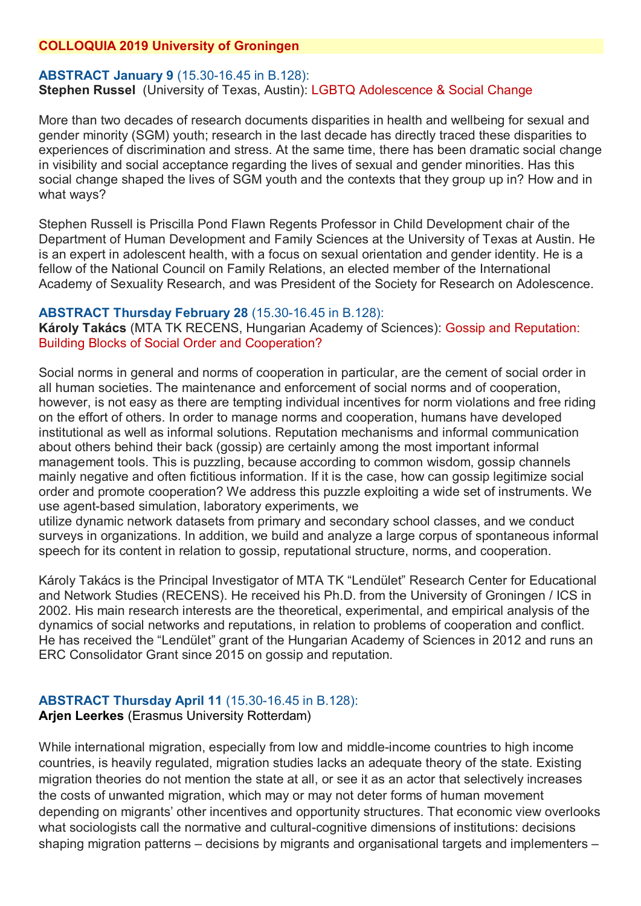# COLLOQUIA 2019 University of Groningen

**ABSTRACT January 9** (15.30-16.45 in B.128):
**Stephen Russel** (University of Texas, Austin): LGBTQ Adolescence & Social Change

More than two decades of research documents disparities in health and wellbeing for sexual and gender minority (SGM) youth; research in the last decade has directly traced these disparities to experiences of discrimination and stress. At the same time, there has been dramatic social change in visibility and social acceptance regarding the lives of sexual and gender minorities. Has this social change shaped the lives of SGM youth and the contexts that they group up in? How and in what ways?

Stephen Russell is Priscilla Pond Flawn Regents Professor in Child Development chair of the Department of Human Development and Family Sciences at the University of Texas at Austin. He is an expert in adolescent health, with a focus on sexual orientation and gender identity. He is a fellow of the National Council on Family Relations, an elected member of the International Academy of Sexuality Research, and was President of the Society for Research on Adolescence.

**ABSTRACT Thursday February 28** (15.30-16.45 in B.128):
**Károly Takács** (MTA TK RECENS, Hungarian Academy of Sciences): Gossip and Reputation: Building Blocks of Social Order and Cooperation?

Social norms in general and norms of cooperation in particular, are the cement of social order in all human societies. The maintenance and enforcement of social norms and of cooperation, however, is not easy as there are tempting individual incentives for norm violations and free riding on the effort of others. In order to manage norms and cooperation, humans have developed institutional as well as informal solutions. Reputation mechanisms and informal communication about others behind their back (gossip) are certainly among the most important informal management tools. This is puzzling, because according to common wisdom, gossip channels mainly negative and often fictitious information. If it is the case, how can gossip legitimize social order and promote cooperation? We address this puzzle exploiting a wide set of instruments. We use agent-based simulation, laboratory experiments, we utilize dynamic network datasets from primary and secondary school classes, and we conduct surveys in organizations. In addition, we build and analyze a large corpus of spontaneous informal speech for its content in relation to gossip, reputational structure, norms, and cooperation.

Károly Takács is the Principal Investigator of MTA TK "Lendület" Research Center for Educational and Network Studies (RECENS). He received his Ph.D. from the University of Groningen / ICS in 2002. His main research interests are the theoretical, experimental, and empirical analysis of the dynamics of social networks and reputations, in relation to problems of cooperation and conflict. He has received the "Lendület" grant of the Hungarian Academy of Sciences in 2012 and runs an ERC Consolidator Grant since 2015 on gossip and reputation.

**ABSTRACT Thursday April 11** (15.30-16.45 in B.128):
**Arjen Leerkes** (Erasmus University Rotterdam)

While international migration, especially from low and middle-income countries to high income countries, is heavily regulated, migration studies lacks an adequate theory of the state. Existing migration theories do not mention the state at all, or see it as an actor that selectively increases the costs of unwanted migration, which may or may not deter forms of human movement depending on migrants' other incentives and opportunity structures. That economic view overlooks what sociologists call the normative and cultural-cognitive dimensions of institutions: decisions shaping migration patterns – decisions by migrants and organisational targets and implementers –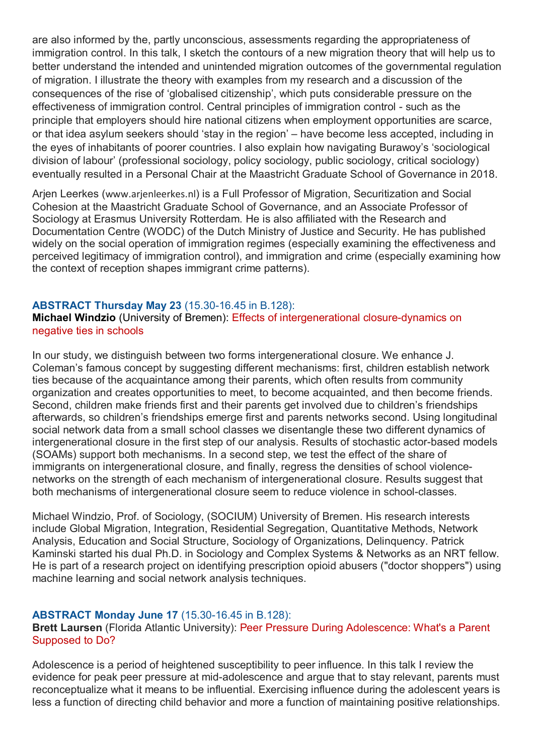are also informed by the, partly unconscious, assessments regarding the appropriateness of immigration control. In this talk, I sketch the contours of a new migration theory that will help us to better understand the intended and unintended migration outcomes of the governmental regulation of migration. I illustrate the theory with examples from my research and a discussion of the consequences of the rise of 'globalised citizenship', which puts considerable pressure on the effectiveness of immigration control. Central principles of immigration control - such as the principle that employers should hire national citizens when employment opportunities are scarce, or that idea asylum seekers should 'stay in the region' – have become less accepted, including in the eyes of inhabitants of poorer countries. I also explain how navigating Burawoy's 'sociological division of labour' (professional sociology, policy sociology, public sociology, critical sociology) eventually resulted in a Personal Chair at the Maastricht Graduate School of Governance in 2018.

Arjen Leerkes (www.arjenleerkes.nl) is a Full Professor of Migration, Securitization and Social Cohesion at the Maastricht Graduate School of Governance, and an Associate Professor of Sociology at Erasmus University Rotterdam. He is also affiliated with the Research and Documentation Centre (WODC) of the Dutch Ministry of Justice and Security. He has published widely on the social operation of immigration regimes (especially examining the effectiveness and perceived legitimacy of immigration control), and immigration and crime (especially examining how the context of reception shapes immigrant crime patterns).

**ABSTRACT Thursday May 23** (15.30-16.45 in B.128):
**Michael Windzio** (University of Bremen): Effects of intergenerational closure-dynamics on negative ties in schools

In our study, we distinguish between two forms intergenerational closure. We enhance J. Coleman's famous concept by suggesting different mechanisms: first, children establish network ties because of the acquaintance among their parents, which often results from community organization and creates opportunities to meet, to become acquainted, and then become friends. Second, children make friends first and their parents get involved due to children's friendships afterwards, so children's friendships emerge first and parents networks second. Using longitudinal social network data from a small school classes we disentangle these two different dynamics of intergenerational closure in the first step of our analysis. Results of stochastic actor-based models (SOAMs) support both mechanisms. In a second step, we test the effect of the share of immigrants on intergenerational closure, and finally, regress the densities of school violence-networks on the strength of each mechanism of intergenerational closure. Results suggest that both mechanisms of intergenerational closure seem to reduce violence in school-classes.

Michael Windzio, Prof. of Sociology, (SOCIUM) University of Bremen. His research interests include Global Migration, Integration, Residential Segregation, Quantitative Methods, Network Analysis, Education and Social Structure, Sociology of Organizations, Delinquency. Patrick Kaminski started his dual Ph.D. in Sociology and Complex Systems & Networks as an NRT fellow. He is part of a research project on identifying prescription opioid abusers ("doctor shoppers") using machine learning and social network analysis techniques.

**ABSTRACT Monday June 17** (15.30-16.45 in B.128):
**Brett Laursen** (Florida Atlantic University): Peer Pressure During Adolescence: What's a Parent Supposed to Do?

Adolescence is a period of heightened susceptibility to peer influence. In this talk I review the evidence for peak peer pressure at mid-adolescence and argue that to stay relevant, parents must reconceptualize what it means to be influential. Exercising influence during the adolescent years is less a function of directing child behavior and more a function of maintaining positive relationships.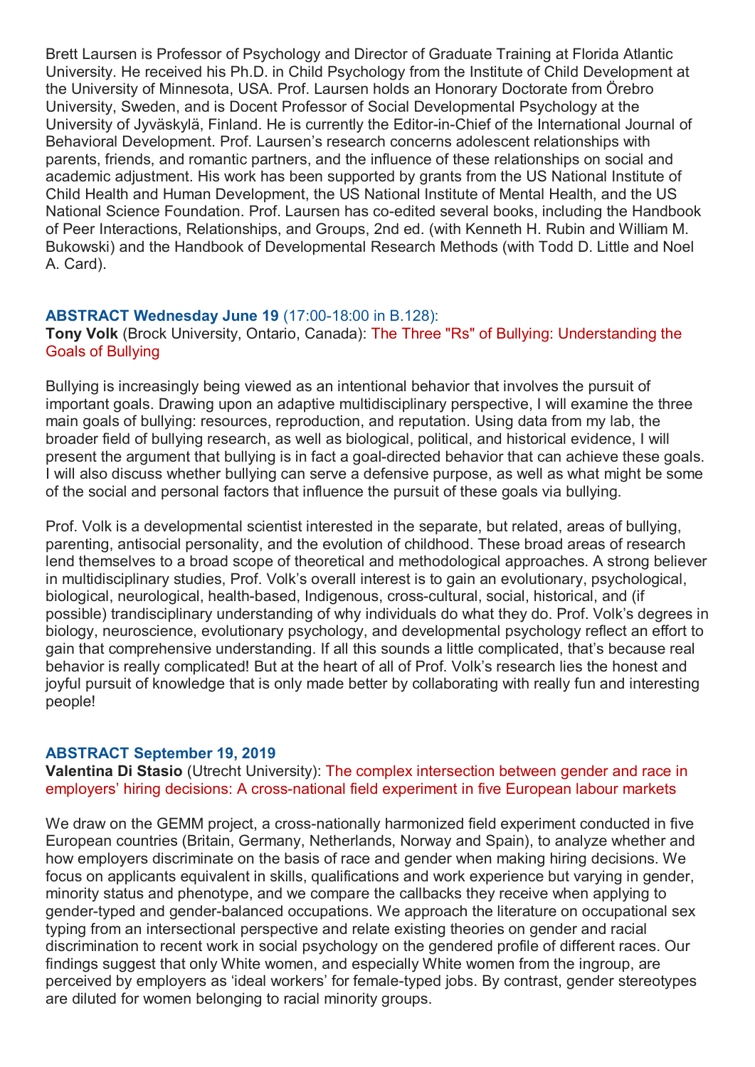Brett Laursen is Professor of Psychology and Director of Graduate Training at Florida Atlantic University. He received his Ph.D. in Child Psychology from the Institute of Child Development at the University of Minnesota, USA. Prof. Laursen holds an Honorary Doctorate from Örebro University, Sweden, and is Docent Professor of Social Developmental Psychology at the University of Jyväskylä, Finland. He is currently the Editor-in-Chief of the International Journal of Behavioral Development. Prof. Laursen's research concerns adolescent relationships with parents, friends, and romantic partners, and the influence of these relationships on social and academic adjustment. His work has been supported by grants from the US National Institute of Child Health and Human Development, the US National Institute of Mental Health, and the US National Science Foundation. Prof. Laursen has co-edited several books, including the Handbook of Peer Interactions, Relationships, and Groups, 2nd ed. (with Kenneth H. Rubin and William M. Bukowski) and the Handbook of Developmental Research Methods (with Todd D. Little and Noel A. Card).

**ABSTRACT Wednesday June 19** (17:00-18:00 in B.128):

**Tony Volk** (Brock University, Ontario, Canada): The Three "Rs" of Bullying: Understanding the Goals of Bullying

Bullying is increasingly being viewed as an intentional behavior that involves the pursuit of important goals. Drawing upon an adaptive multidisciplinary perspective, I will examine the three main goals of bullying: resources, reproduction, and reputation. Using data from my lab, the broader field of bullying research, as well as biological, political, and historical evidence, I will present the argument that bullying is in fact a goal-directed behavior that can achieve these goals. I will also discuss whether bullying can serve a defensive purpose, as well as what might be some of the social and personal factors that influence the pursuit of these goals via bullying.

Prof. Volk is a developmental scientist interested in the separate, but related, areas of bullying, parenting, antisocial personality, and the evolution of childhood. These broad areas of research lend themselves to a broad scope of theoretical and methodological approaches. A strong believer in multidisciplinary studies, Prof. Volk's overall interest is to gain an evolutionary, psychological, biological, neurological, health-based, Indigenous, cross-cultural, social, historical, and (if possible) trandisciplinary understanding of why individuals do what they do. Prof. Volk's degrees in biology, neuroscience, evolutionary psychology, and developmental psychology reflect an effort to gain that comprehensive understanding. If all this sounds a little complicated, that's because real behavior is really complicated! But at the heart of all of Prof. Volk's research lies the honest and joyful pursuit of knowledge that is only made better by collaborating with really fun and interesting people!

**ABSTRACT September 19, 2019**

**Valentina Di Stasio** (Utrecht University): The complex intersection between gender and race in employers' hiring decisions: A cross-national field experiment in five European labour markets

We draw on the GEMM project, a cross-nationally harmonized field experiment conducted in five European countries (Britain, Germany, Netherlands, Norway and Spain), to analyze whether and how employers discriminate on the basis of race and gender when making hiring decisions. We focus on applicants equivalent in skills, qualifications and work experience but varying in gender, minority status and phenotype, and we compare the callbacks they receive when applying to gender-typed and gender-balanced occupations. We approach the literature on occupational sex typing from an intersectional perspective and relate existing theories on gender and racial discrimination to recent work in social psychology on the gendered profile of different races. Our findings suggest that only White women, and especially White women from the ingroup, are perceived by employers as 'ideal workers' for female-typed jobs. By contrast, gender stereotypes are diluted for women belonging to racial minority groups.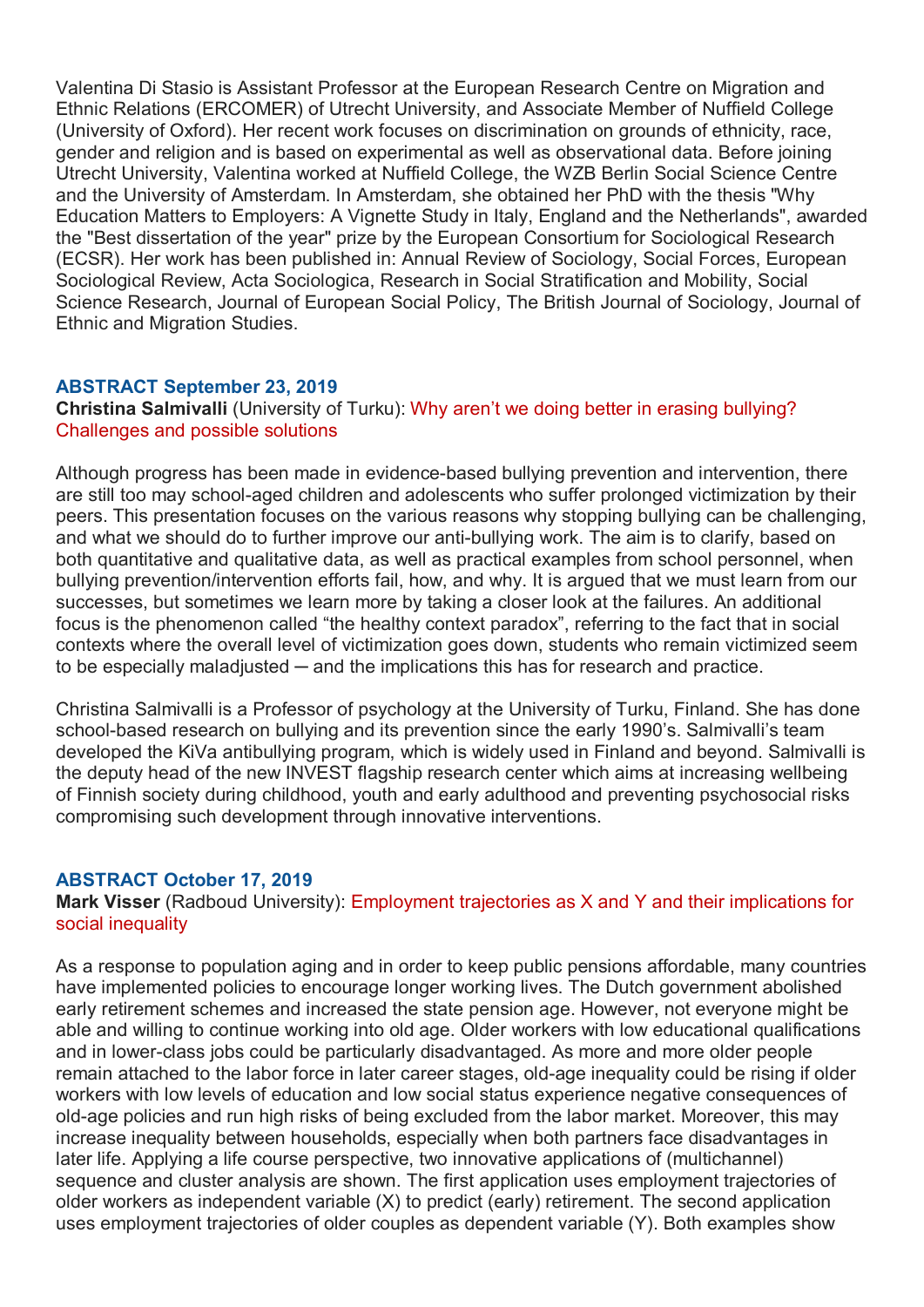Valentina Di Stasio is Assistant Professor at the European Research Centre on Migration and Ethnic Relations (ERCOMER) of Utrecht University, and Associate Member of Nuffield College (University of Oxford). Her recent work focuses on discrimination on grounds of ethnicity, race, gender and religion and is based on experimental as well as observational data. Before joining Utrecht University, Valentina worked at Nuffield College, the WZB Berlin Social Science Centre and the University of Amsterdam. In Amsterdam, she obtained her PhD with the thesis "Why Education Matters to Employers: A Vignette Study in Italy, England and the Netherlands", awarded the "Best dissertation of the year" prize by the European Consortium for Sociological Research (ECSR). Her work has been published in: Annual Review of Sociology, Social Forces, European Sociological Review, Acta Sociologica, Research in Social Stratification and Mobility, Social Science Research, Journal of European Social Policy, The British Journal of Sociology, Journal of Ethnic and Migration Studies.

### ABSTRACT September 23, 2019

**Christina Salmivalli** (University of Turku): Why aren't we doing better in erasing bullying? Challenges and possible solutions

Although progress has been made in evidence-based bullying prevention and intervention, there are still too may school-aged children and adolescents who suffer prolonged victimization by their peers. This presentation focuses on the various reasons why stopping bullying can be challenging, and what we should do to further improve our anti-bullying work. The aim is to clarify, based on both quantitative and qualitative data, as well as practical examples from school personnel, when bullying prevention/intervention efforts fail, how, and why. It is argued that we must learn from our successes, but sometimes we learn more by taking a closer look at the failures. An additional focus is the phenomenon called "the healthy context paradox", referring to the fact that in social contexts where the overall level of victimization goes down, students who remain victimized seem to be especially maladjusted ─ and the implications this has for research and practice.

Christina Salmivalli is a Professor of psychology at the University of Turku, Finland. She has done school-based research on bullying and its prevention since the early 1990's. Salmivalli's team developed the KiVa antibullying program, which is widely used in Finland and beyond. Salmivalli is the deputy head of the new INVEST flagship research center which aims at increasing wellbeing of Finnish society during childhood, youth and early adulthood and preventing psychosocial risks compromising such development through innovative interventions.

### ABSTRACT October 17, 2019

**Mark Visser** (Radboud University): Employment trajectories as X and Y and their implications for social inequality

As a response to population aging and in order to keep public pensions affordable, many countries have implemented policies to encourage longer working lives. The Dutch government abolished early retirement schemes and increased the state pension age. However, not everyone might be able and willing to continue working into old age. Older workers with low educational qualifications and in lower-class jobs could be particularly disadvantaged. As more and more older people remain attached to the labor force in later career stages, old-age inequality could be rising if older workers with low levels of education and low social status experience negative consequences of old-age policies and run high risks of being excluded from the labor market. Moreover, this may increase inequality between households, especially when both partners face disadvantages in later life. Applying a life course perspective, two innovative applications of (multichannel) sequence and cluster analysis are shown. The first application uses employment trajectories of older workers as independent variable (X) to predict (early) retirement. The second application uses employment trajectories of older couples as dependent variable (Y). Both examples show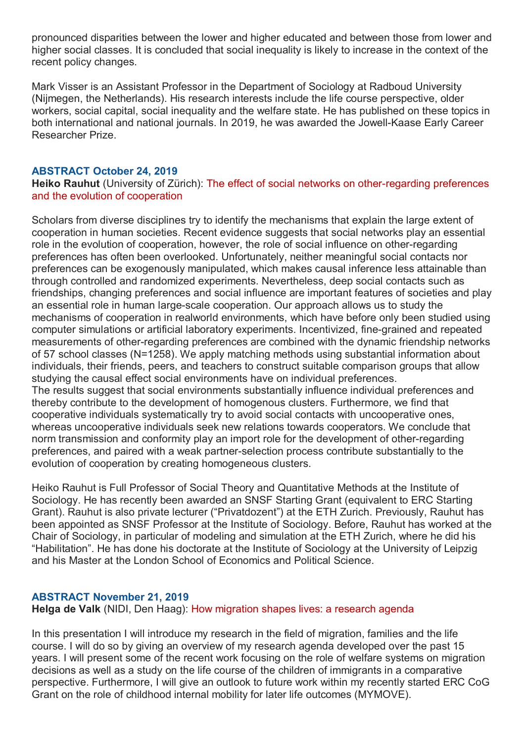pronounced disparities between the lower and higher educated and between those from lower and higher social classes. It is concluded that social inequality is likely to increase in the context of the recent policy changes.

Mark Visser is an Assistant Professor in the Department of Sociology at Radboud University (Nijmegen, the Netherlands). His research interests include the life course perspective, older workers, social capital, social inequality and the welfare state. He has published on these topics in both international and national journals. In 2019, he was awarded the Jowell-Kaase Early Career Researcher Prize.

### ABSTRACT October 24, 2019

**Heiko Rauhut** (University of Zürich): The effect of social networks on other-regarding preferences and the evolution of cooperation

Scholars from diverse disciplines try to identify the mechanisms that explain the large extent of cooperation in human societies. Recent evidence suggests that social networks play an essential role in the evolution of cooperation, however, the role of social influence on other-regarding preferences has often been overlooked. Unfortunately, neither meaningful social contacts nor preferences can be exogenously manipulated, which makes causal inference less attainable than through controlled and randomized experiments. Nevertheless, deep social contacts such as friendships, changing preferences and social influence are important features of societies and play an essential role in human large-scale cooperation. Our approach allows us to study the mechanisms of cooperation in realworld environments, which have before only been studied using computer simulations or artificial laboratory experiments. Incentivized, fine-grained and repeated measurements of other-regarding preferences are combined with the dynamic friendship networks of 57 school classes (N=1258). We apply matching methods using substantial information about individuals, their friends, peers, and teachers to construct suitable comparison groups that allow studying the causal effect social environments have on individual preferences.
The results suggest that social environments substantially influence individual preferences and thereby contribute to the development of homogenous clusters. Furthermore, we find that cooperative individuals systematically try to avoid social contacts with uncooperative ones, whereas uncooperative individuals seek new relations towards cooperators. We conclude that norm transmission and conformity play an import role for the development of other-regarding preferences, and paired with a weak partner-selection process contribute substantially to the evolution of cooperation by creating homogeneous clusters.

Heiko Rauhut is Full Professor of Social Theory and Quantitative Methods at the Institute of Sociology. He has recently been awarded an SNSF Starting Grant (equivalent to ERC Starting Grant). Rauhut is also private lecturer (“Privatdozent”) at the ETH Zurich. Previously, Rauhut has been appointed as SNSF Professor at the Institute of Sociology. Before, Rauhut has worked at the Chair of Sociology, in particular of modeling and simulation at the ETH Zurich, where he did his “Habilitation”. He has done his doctorate at the Institute of Sociology at the University of Leipzig and his Master at the London School of Economics and Political Science.

### ABSTRACT November 21, 2019

**Helga de Valk** (NIDI, Den Haag): How migration shapes lives: a research agenda

In this presentation I will introduce my research in the field of migration, families and the life course. I will do so by giving an overview of my research agenda developed over the past 15 years. I will present some of the recent work focusing on the role of welfare systems on migration decisions as well as a study on the life course of the children of immigrants in a comparative perspective. Furthermore, I will give an outlook to future work within my recently started ERC CoG Grant on the role of childhood internal mobility for later life outcomes (MYMOVE).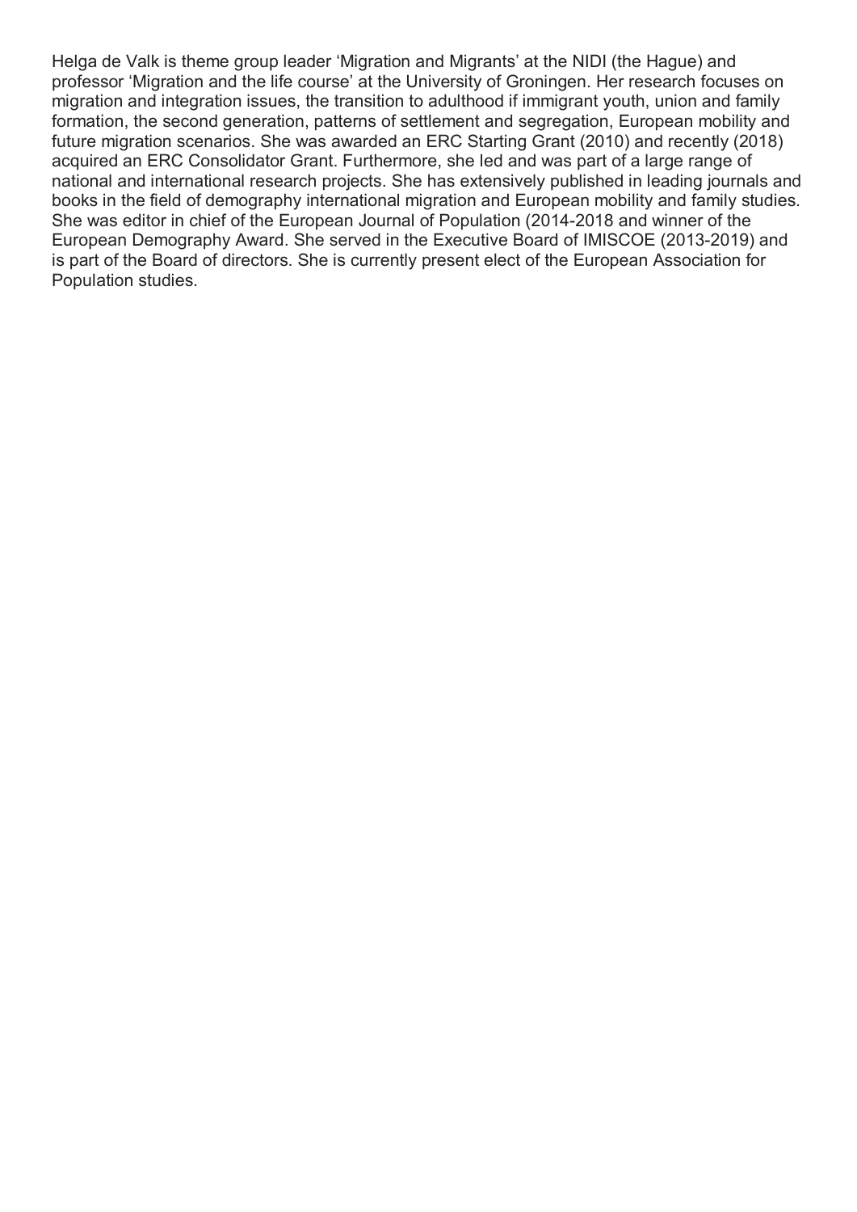Helga de Valk is theme group leader 'Migration and Migrants' at the NIDI (the Hague) and professor 'Migration and the life course' at the University of Groningen. Her research focuses on migration and integration issues, the transition to adulthood if immigrant youth, union and family formation, the second generation, patterns of settlement and segregation, European mobility and future migration scenarios. She was awarded an ERC Starting Grant (2010) and recently (2018) acquired an ERC Consolidator Grant. Furthermore, she led and was part of a large range of national and international research projects. She has extensively published in leading journals and books in the field of demography international migration and European mobility and family studies. She was editor in chief of the European Journal of Population (2014-2018 and winner of the European Demography Award. She served in the Executive Board of IMISCOE (2013-2019) and is part of the Board of directors. She is currently present elect of the European Association for Population studies.